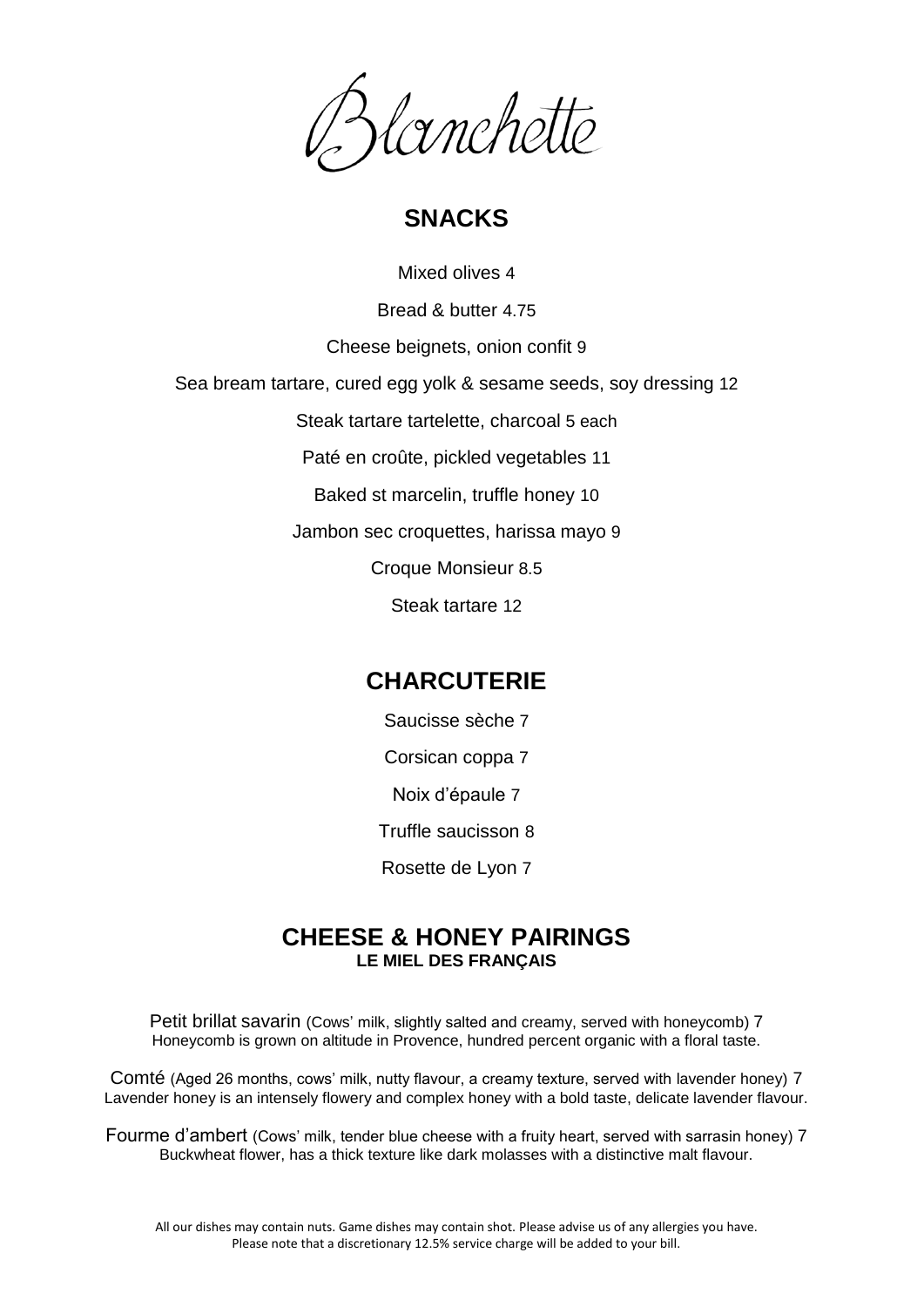# Blanchette

## SNACKS

Mixed olives 4

Bread & butter 4.75

Cheese beignets, onion confit 9

Sea bream tartare, cured egg yolk & sesame seeds, soy dressing 12

Steak tartare tartelette, charcoal 5 each

Paté en croûte, pickled vegetables 11

Baked st marcelin, truffle honey 10

Jambon sec croquettes, harissa mayo 9

Croque Monsieur 8.5

Steak tartare 12

## CHARCUTERIE

Saucisse sèche 7

Corsican coppa 7

Noix d'épaule 7

Truffle saucisson 8

Rosette de Lyon 7

## CHEESE & HONEY PAIRINGS

**LE MIEL DES FRANÇAIS**

Petit brillat savarin (Cows' milk, slightly salted and creamy, served with honeycomb) 7
Honeycomb is grown on altitude in Provence, hundred percent organic with a floral taste.

Comté (Aged 26 months, cows' milk, nutty flavour, a creamy texture, served with lavender honey) 7
Lavender honey is an intensely flowery and complex honey with a bold taste, delicate lavender flavour.

Fourme d'ambert (Cows' milk, tender blue cheese with a fruity heart, served with sarrasin honey) 7
Buckwheat flower, has a thick texture like dark molasses with a distinctive malt flavour.

All our dishes may contain nuts. Game dishes may contain shot. Please advise us of any allergies you have.
Please note that a discretionary 12.5% service charge will be added to your bill.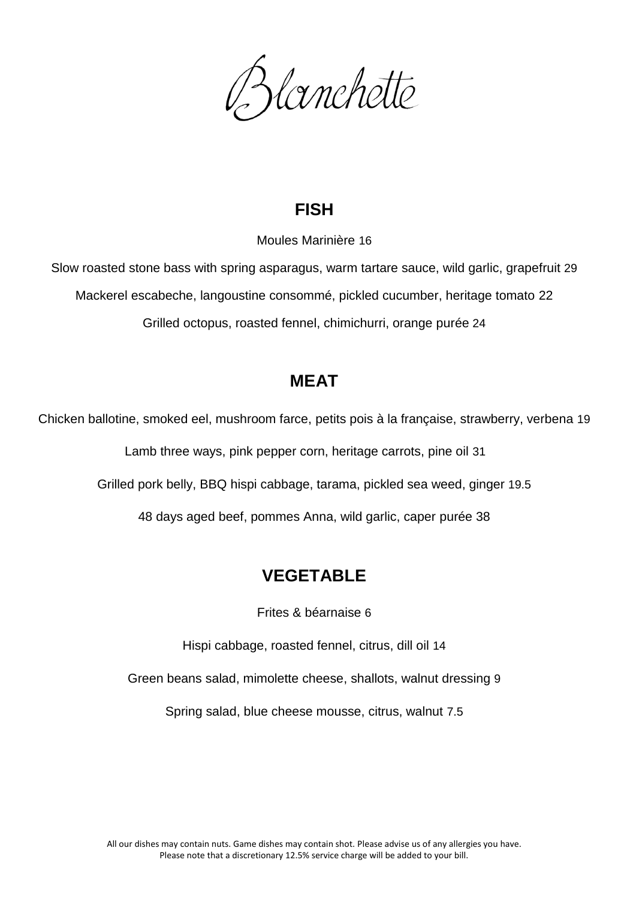# Blanchette

## FISH

Moules Marinière 16

Slow roasted stone bass with spring asparagus, warm tartare sauce, wild garlic, grapefruit 29

Mackerel escabeche, langoustine consommé, pickled cucumber, heritage tomato 22

Grilled octopus, roasted fennel, chimichurri, orange purée 24

## MEAT

Chicken ballotine, smoked eel, mushroom farce, petits pois à la française, strawberry, verbena 19

Lamb three ways, pink pepper corn, heritage carrots, pine oil 31

Grilled pork belly, BBQ hispi cabbage, tarama, pickled sea weed, ginger 19.5

48 days aged beef, pommes Anna, wild garlic, caper purée 38

## VEGETABLE

Frites & béarnaise 6

Hispi cabbage, roasted fennel, citrus, dill oil 14

Green beans salad, mimolette cheese, shallots, walnut dressing 9

Spring salad, blue cheese mousse, citrus, walnut 7.5

All our dishes may contain nuts. Game dishes may contain shot. Please advise us of any allergies you have.
Please note that a discretionary 12.5% service charge will be added to your bill.